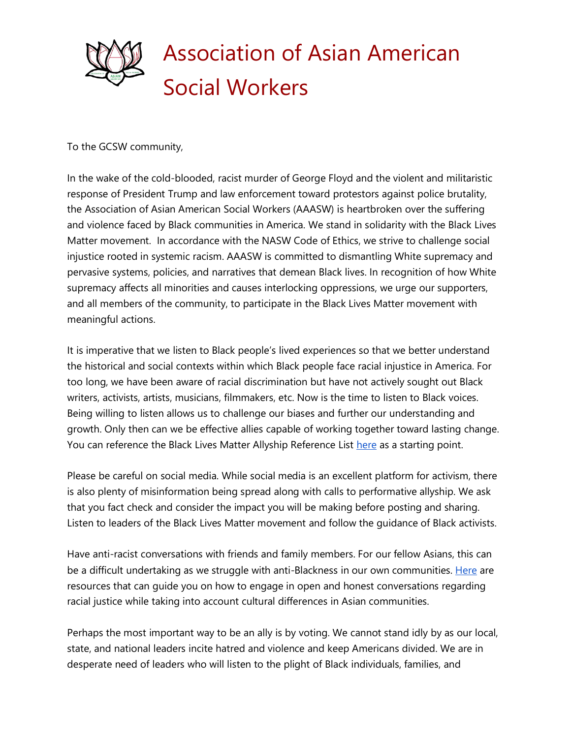# Association of Asian American Social Workers

To the GCSW community,

In the wake of the cold-blooded, racist murder of George Floyd and the violent and militaristic response of President Trump and law enforcement toward protestors against police brutality, the Association of Asian American Social Workers (AAASW) is heartbroken over the suffering and violence faced by Black communities in America. We stand in solidarity with the Black Lives Matter movement. In accordance with the NASW Code of Ethics, we strive to challenge social injustice rooted in systemic racism. AAASW is committed to dismantling White supremacy and pervasive systems, policies, and narratives that demean Black lives. In recognition of how White supremacy affects all minorities and causes interlocking oppressions, we urge our supporters, and all members of the community, to participate in the Black Lives Matter movement with meaningful actions.

It is imperative that we listen to Black people's lived experiences so that we better understand the historical and social contexts within which Black people face racial injustice in America. For too long, we have been aware of racial discrimination but have not actively sought out Black writers, activists, artists, musicians, filmmakers, etc. Now is the time to listen to Black voices. Being willing to listen allows us to challenge our biases and further our understanding and growth. Only then can we be effective allies capable of working together toward lasting change. You can reference the Black Lives Matter Allyship Reference List here as a starting point.

Please be careful on social media. While social media is an excellent platform for activism, there is also plenty of misinformation being spread along with calls to performative allyship. We ask that you fact check and consider the impact you will be making before posting and sharing. Listen to leaders of the Black Lives Matter movement and follow the guidance of Black activists.

Have anti-racist conversations with friends and family members. For our fellow Asians, this can be a difficult undertaking as we struggle with anti-Blackness in our own communities. Here are resources that can guide you on how to engage in open and honest conversations regarding racial justice while taking into account cultural differences in Asian communities.

Perhaps the most important way to be an ally is by voting. We cannot stand idly by as our local, state, and national leaders incite hatred and violence and keep Americans divided. We are in desperate need of leaders who will listen to the plight of Black individuals, families, and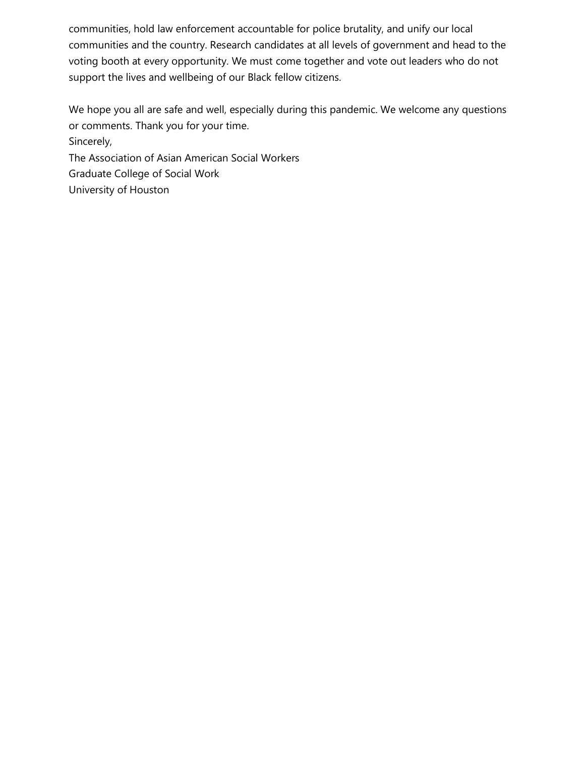communities, hold law enforcement accountable for police brutality, and unify our local communities and the country. Research candidates at all levels of government and head to the voting booth at every opportunity. We must come together and vote out leaders who do not support the lives and wellbeing of our Black fellow citizens.

We hope you all are safe and well, especially during this pandemic. We welcome any questions or comments. Thank you for your time.

Sincerely,

The Association of Asian American Social Workers

Graduate College of Social Work

University of Houston